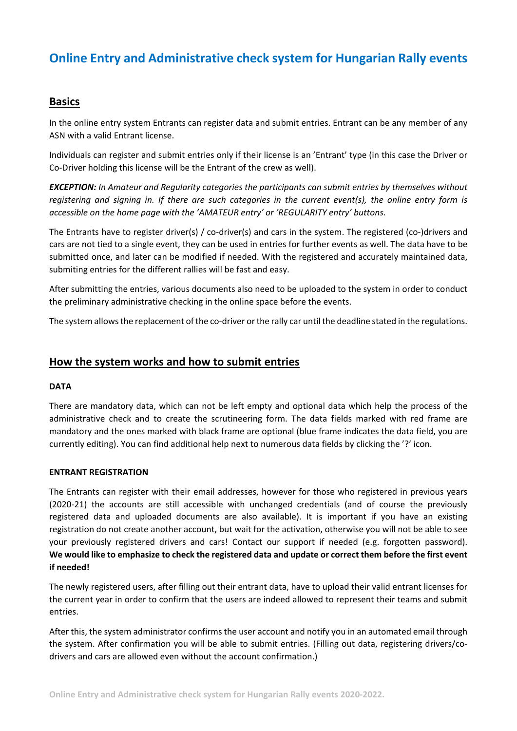# Online Entry and Administrative check system for Hungarian Rally events

## Basics

In the online entry system Entrants can register data and submit entries. Entrant can be any member of any ASN with a valid Entrant license.

Individuals can register and submit entries only if their license is an 'Entrant' type (in this case the Driver or Co-Driver holding this license will be the Entrant of the crew as well).

***EXCEPTION:*** *In Amateur and Regularity categories the participants can submit entries by themselves without registering and signing in. If there are such categories in the current event(s), the online entry form is accessible on the home page with the 'AMATEUR entry' or 'REGULARITY entry' buttons.*

The Entrants have to register driver(s) / co-driver(s) and cars in the system. The registered (co-)drivers and cars are not tied to a single event, they can be used in entries for further events as well. The data have to be submitted once, and later can be modified if needed. With the registered and accurately maintained data, submiting entries for the different rallies will be fast and easy.

After submitting the entries, various documents also need to be uploaded to the system in order to conduct the preliminary administrative checking in the online space before the events.

The system allows the replacement of the co-driver or the rally car until the deadline stated in the regulations.

## How the system works and how to submit entries

### DATA

There are mandatory data, which can not be left empty and optional data which help the process of the administrative check and to create the scrutineering form. The data fields marked with red frame are mandatory and the ones marked with black frame are optional (blue frame indicates the data field, you are currently editing). You can find additional help next to numerous data fields by clicking the '?' icon.

### ENTRANT REGISTRATION

The Entrants can register with their email addresses, however for those who registered in previous years (2020-21) the accounts are still accessible with unchanged credentials (and of course the previously registered data and uploaded documents are also available). It is important if you have an existing registration do not create another account, but wait for the activation, otherwise you will not be able to see your previously registered drivers and cars! Contact our support if needed (e.g. forgotten password). **We would like to emphasize to check the registered data and update or correct them before the first event if needed!**

The newly registered users, after filling out their entrant data, have to upload their valid entrant licenses for the current year in order to confirm that the users are indeed allowed to represent their teams and submit entries.

After this, the system administrator confirms the user account and notify you in an automated email through the system. After confirmation you will be able to submit entries. (Filling out data, registering drivers/co-drivers and cars are allowed even without the account confirmation.)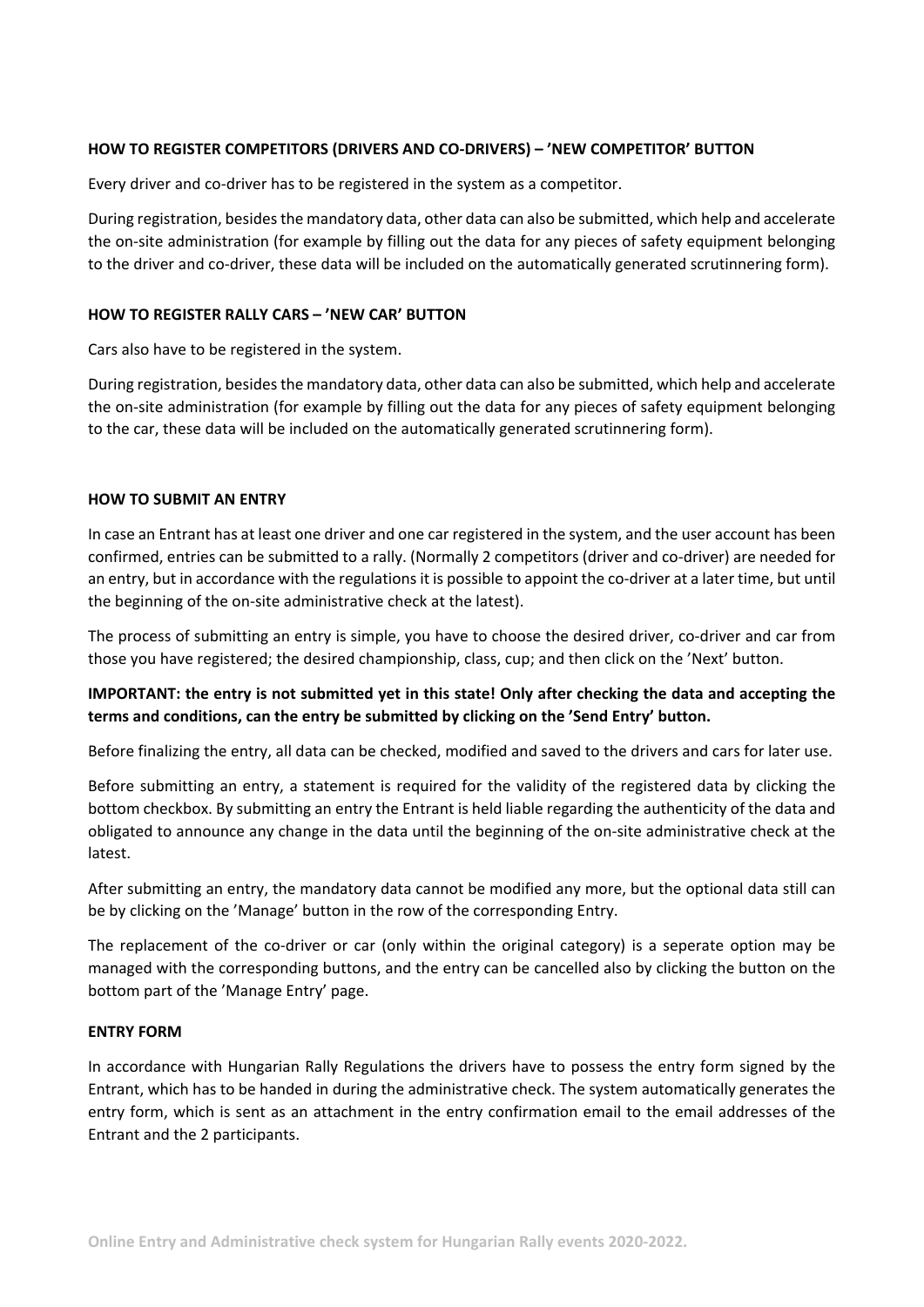**HOW TO REGISTER COMPETITORS (DRIVERS AND CO-DRIVERS) – 'NEW COMPETITOR' BUTTON**

Every driver and co-driver has to be registered in the system as a competitor.

During registration, besides the mandatory data, other data can also be submitted, which help and accelerate the on-site administration (for example by filling out the data for any pieces of safety equipment belonging to the driver and co-driver, these data will be included on the automatically generated scrutinnering form).

**HOW TO REGISTER RALLY CARS – 'NEW CAR' BUTTON**

Cars also have to be registered in the system.

During registration, besides the mandatory data, other data can also be submitted, which help and accelerate the on-site administration (for example by filling out the data for any pieces of safety equipment belonging to the car, these data will be included on the automatically generated scrutinnering form).

**HOW TO SUBMIT AN ENTRY**

In case an Entrant has at least one driver and one car registered in the system, and the user account has been confirmed, entries can be submitted to a rally. (Normally 2 competitors (driver and co-driver) are needed for an entry, but in accordance with the regulations it is possible to appoint the co-driver at a later time, but until the beginning of the on-site administrative check at the latest).

The process of submitting an entry is simple, you have to choose the desired driver, co-driver and car from those you have registered; the desired championship, class, cup; and then click on the 'Next' button.

**IMPORTANT: the entry is not submitted yet in this state! Only after checking the data and accepting the terms and conditions, can the entry be submitted by clicking on the 'Send Entry' button.**

Before finalizing the entry, all data can be checked, modified and saved to the drivers and cars for later use.

Before submitting an entry, a statement is required for the validity of the registered data by clicking the bottom checkbox. By submitting an entry the Entrant is held liable regarding the authenticity of the data and obligated to announce any change in the data until the beginning of the on-site administrative check at the latest.

After submitting an entry, the mandatory data cannot be modified any more, but the optional data still can be by clicking on the 'Manage' button in the row of the corresponding Entry.

The replacement of the co-driver or car (only within the original category) is a seperate option may be managed with the corresponding buttons, and the entry can be cancelled also by clicking the button on the bottom part of the 'Manage Entry' page.

**ENTRY FORM**

In accordance with Hungarian Rally Regulations the drivers have to possess the entry form signed by the Entrant, which has to be handed in during the administrative check. The system automatically generates the entry form, which is sent as an attachment in the entry confirmation email to the email addresses of the Entrant and the 2 participants.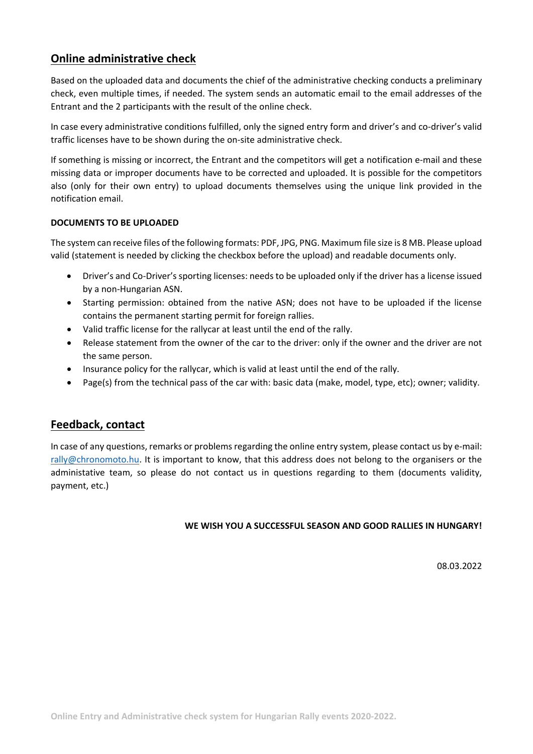## Online administrative check

Based on the uploaded data and documents the chief of the administrative checking conducts a preliminary check, even multiple times, if needed. The system sends an automatic email to the email addresses of the Entrant and the 2 participants with the result of the online check.

In case every administrative conditions fulfilled, only the signed entry form and driver's and co-driver's valid traffic licenses have to be shown during the on-site administrative check.

If something is missing or incorrect, the Entrant and the competitors will get a notification e-mail and these missing data or improper documents have to be corrected and uploaded. It is possible for the competitors also (only for their own entry) to upload documents themselves using the unique link provided in the notification email.

**DOCUMENTS TO BE UPLOADED**

The system can receive files of the following formats: PDF, JPG, PNG. Maximum file size is 8 MB. Please upload valid (statement is needed by clicking the checkbox before the upload) and readable documents only.

- Driver's and Co-Driver's sporting licenses: needs to be uploaded only if the driver has a license issued by a non-Hungarian ASN.
- Starting permission: obtained from the native ASN; does not have to be uploaded if the license contains the permanent starting permit for foreign rallies.
- Valid traffic license for the rallycar at least until the end of the rally.
- Release statement from the owner of the car to the driver: only if the owner and the driver are not the same person.
- Insurance policy for the rallycar, which is valid at least until the end of the rally.
- Page(s) from the technical pass of the car with: basic data (make, model, type, etc); owner; validity.

## Feedback, contact

In case of any questions, remarks or problems regarding the online entry system, please contact us by e-mail: rally@chronomoto.hu. It is important to know, that this address does not belong to the organisers or the administative team, so please do not contact us in questions regarding to them (documents validity, payment, etc.)

**WE WISH YOU A SUCCESSFUL SEASON AND GOOD RALLIES IN HUNGARY!**

08.03.2022